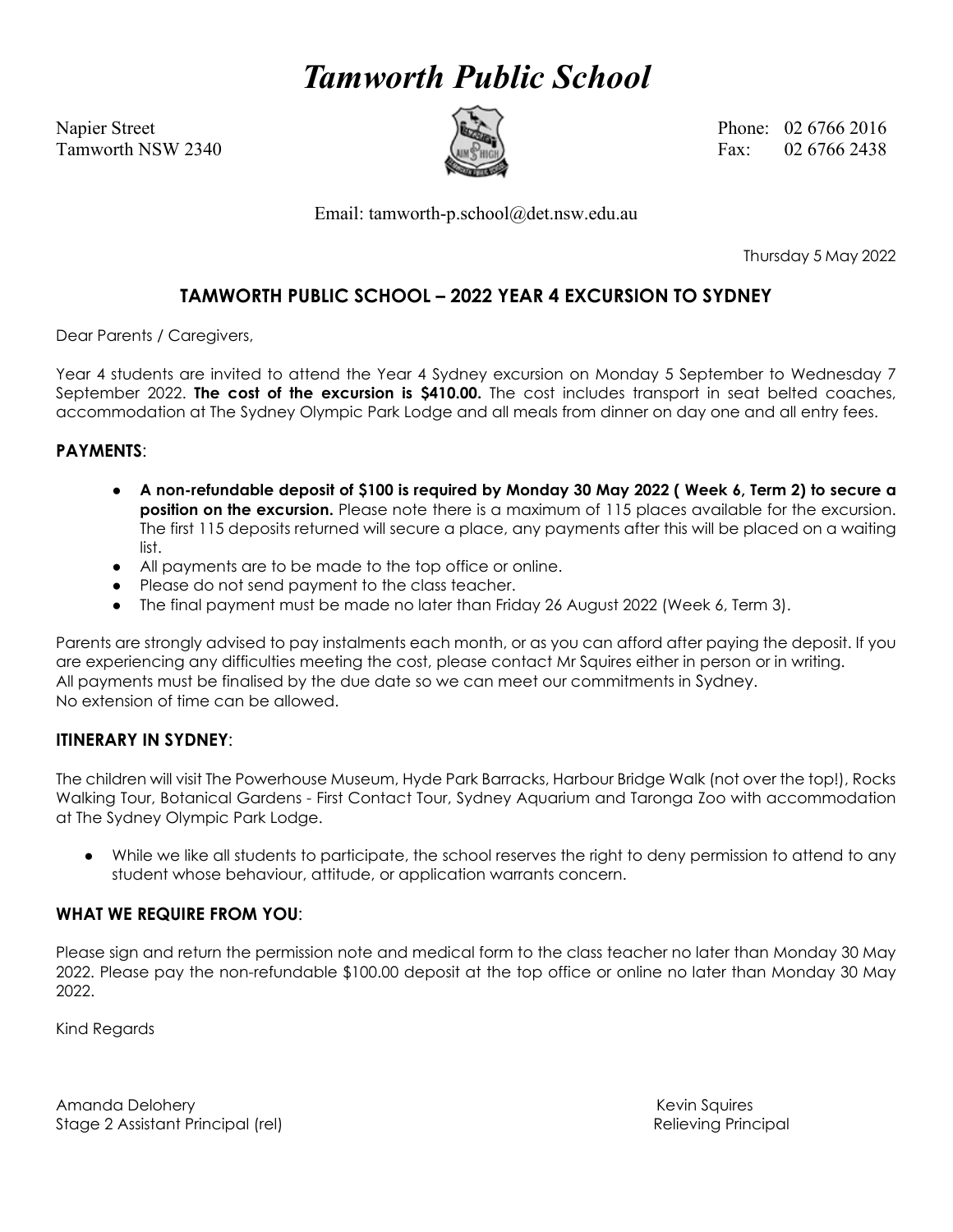# *Tamworth Public School*

Napier Street
Tamworth NSW 2340

Phone: 02 6766 2016
Fax: 02 6766 2438

Email: tamworth-p.school@det.nsw.edu.au

Thursday 5 May 2022

## TAMWORTH PUBLIC SCHOOL – 2022 YEAR 4 EXCURSION TO SYDNEY

Dear Parents / Caregivers,

Year 4 students are invited to attend the Year 4 Sydney excursion on Monday 5 September to Wednesday 7 September 2022. **The cost of the excursion is $410.00.** The cost includes transport in seat belted coaches, accommodation at The Sydney Olympic Park Lodge and all meals from dinner on day one and all entry fees.

### PAYMENTS:

- **A non-refundable deposit of $100 is required by Monday 30 May 2022 ( Week 6, Term 2) to secure a position on the excursion.** Please note there is a maximum of 115 places available for the excursion. The first 115 deposits returned will secure a place, any payments after this will be placed on a waiting list.
- All payments are to be made to the top office or online.
- Please do not send payment to the class teacher.
- The final payment must be made no later than Friday 26 August 2022 (Week 6, Term 3).

Parents are strongly advised to pay instalments each month, or as you can afford after paying the deposit. If you are experiencing any difficulties meeting the cost, please contact Mr Squires either in person or in writing.
All payments must be finalised by the due date so we can meet our commitments in Sydney.
No extension of time can be allowed.

### ITINERARY IN SYDNEY:

The children will visit The Powerhouse Museum, Hyde Park Barracks, Harbour Bridge Walk (not over the top!), Rocks Walking Tour, Botanical Gardens - First Contact Tour, Sydney Aquarium and Taronga Zoo with accommodation at The Sydney Olympic Park Lodge.

- While we like all students to participate, the school reserves the right to deny permission to attend to any student whose behaviour, attitude, or application warrants concern.

### WHAT WE REQUIRE FROM YOU:

Please sign and return the permission note and medical form to the class teacher no later than Monday 30 May 2022. Please pay the non-refundable $100.00 deposit at the top office or online no later than Monday 30 May 2022.

Kind Regards

Amanda Delohery
Stage 2 Assistant Principal (rel)

Kevin Squires
Relieving Principal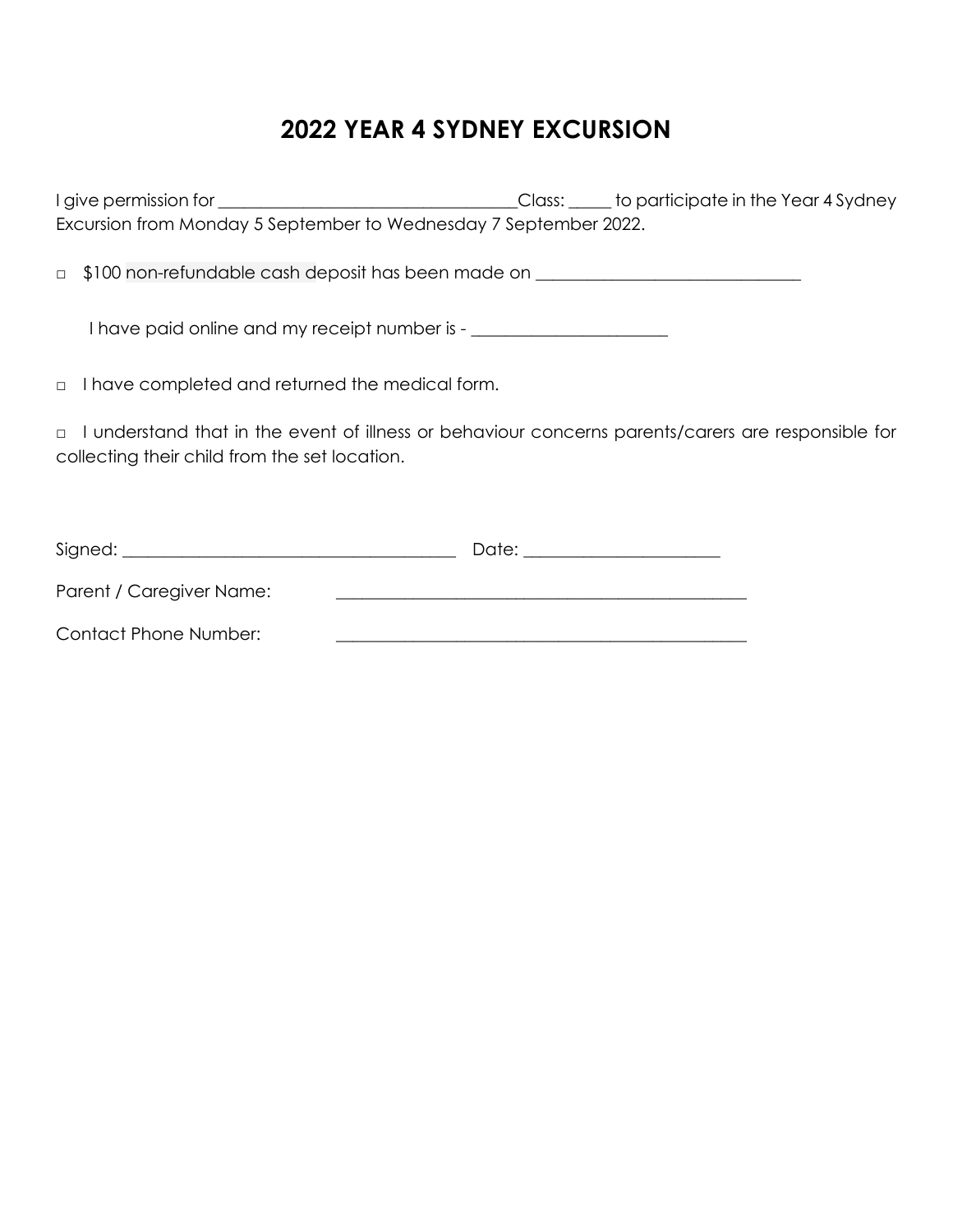# 2022 YEAR 4 SYDNEY EXCURSION

I give permission for ___________________________________Class: _____ to participate in the Year 4 Sydney Excursion from Monday 5 September to Wednesday 7 September 2022.

□ $100 non-refundable cash deposit has been made on ______________________________

I have paid online and my receipt number is - ______________________

□ I have completed and returned the medical form.

□ I understand that in the event of illness or behaviour concerns parents/carers are responsible for collecting their child from the set location.

Signed: ______________________________________ Date: ______________________

Parent / Caregiver Name: ______________________________________________

Contact Phone Number: ______________________________________________